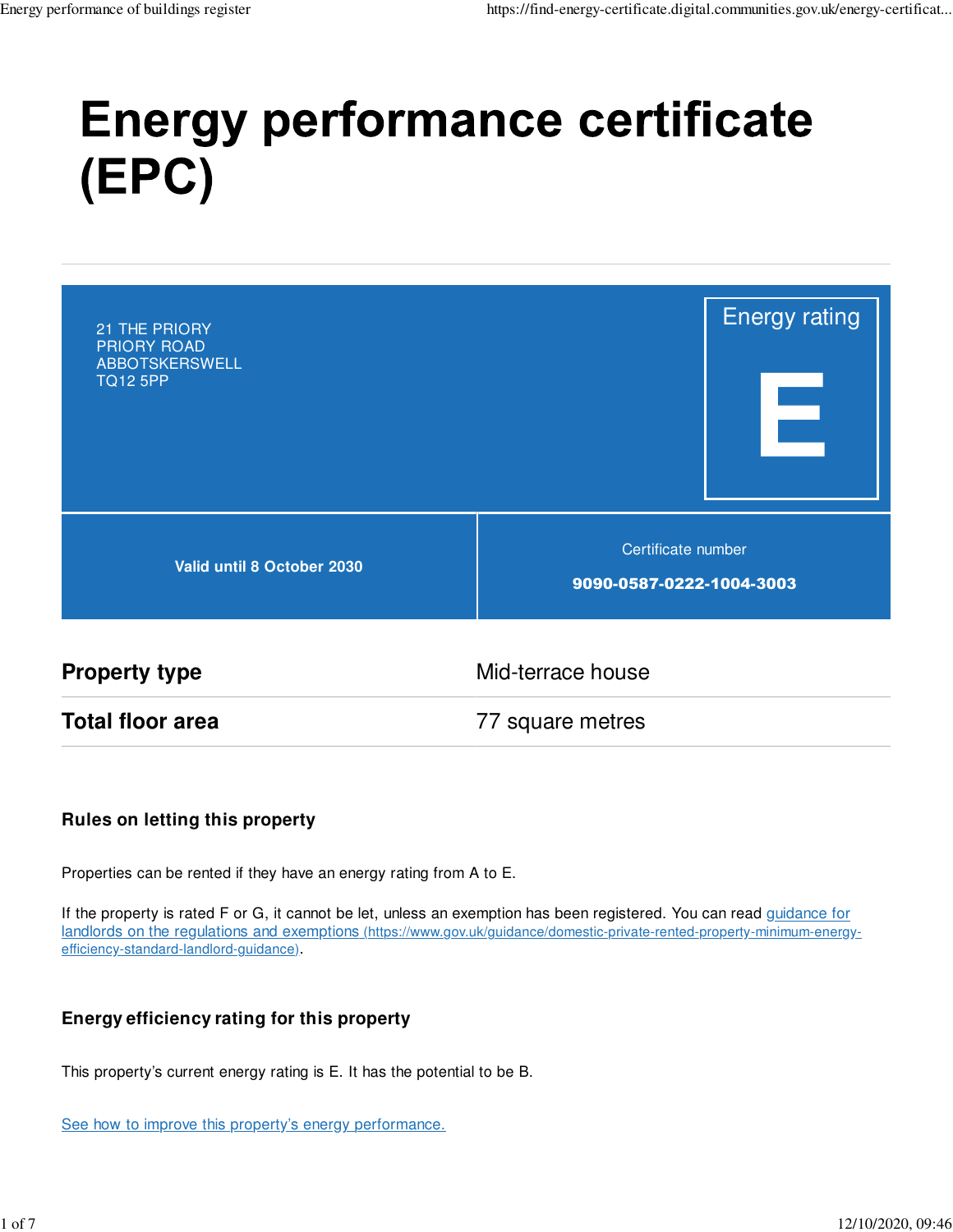# Energy performance certificate (EPC)

21 THE PRIORY
PRIORY ROAD
ABBOTSKERSWELL
TQ12 5PP

Energy rating

**E**

**Valid until 8 October 2030**

Certificate number

**9090-0587-0222-1004-3003**

| | |
|---|---|
| **Property type** | Mid-terrace house |
| **Total floor area** | 77 square metres |

### Rules on letting this property

Properties can be rented if they have an energy rating from A to E.

If the property is rated F or G, it cannot be let, unless an exemption has been registered. You can read [guidance for landlords on the regulations and exemptions (https://www.gov.uk/guidance/domestic-private-rented-property-minimum-energy-efficiency-standard-landlord-guidance)](https://www.gov.uk/guidance/domestic-private-rented-property-minimum-energy-efficiency-standard-landlord-guidance).

### Energy efficiency rating for this property

This property's current energy rating is E. It has the potential to be B.

See how to improve this property's energy performance.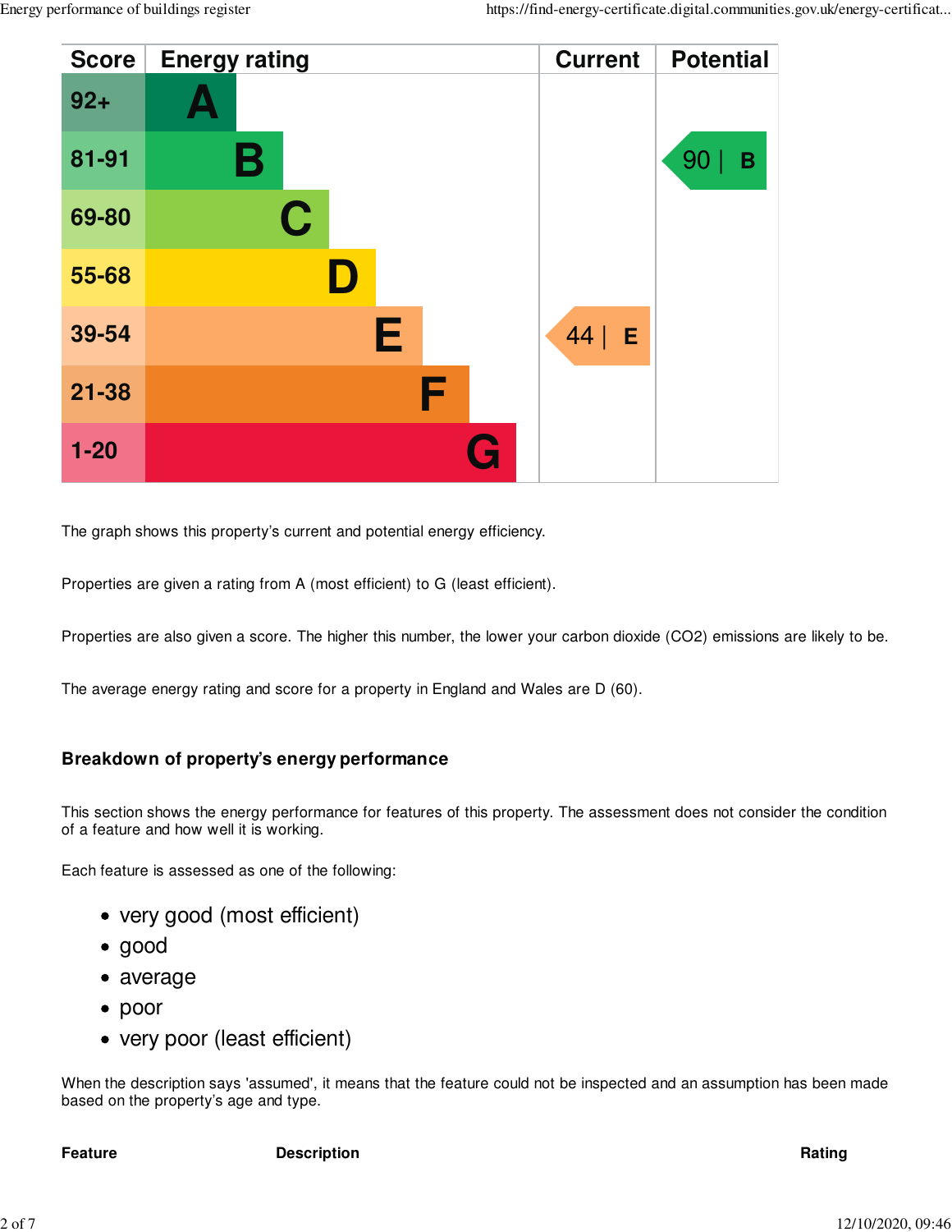| Score | Energy rating | Current | Potential |
|---|---|---|---|
| 92+ | A | | |
| 81-91 | B | | 90 \| B |
| 69-80 | C | | |
| 55-68 | D | | |
| 39-54 | E | 44 \| E | |
| 21-38 | F | | |
| 1-20 | G | | |

The graph shows this property's current and potential energy efficiency.

Properties are given a rating from A (most efficient) to G (least efficient).

Properties are also given a score. The higher this number, the lower your carbon dioxide ($CO_2$) emissions are likely to be.

The average energy rating and score for a property in England and Wales are D (60).

## Breakdown of property's energy performance

This section shows the energy performance for features of this property. The assessment does not consider the condition of a feature and how well it is working.

Each feature is assessed as one of the following:

- very good (most efficient)
- good
- average
- poor
- very poor (least efficient)

When the description says 'assumed', it means that the feature could not be inspected and an assumption has been made based on the property's age and type.

| Feature | Description | Rating |
|---|---|---|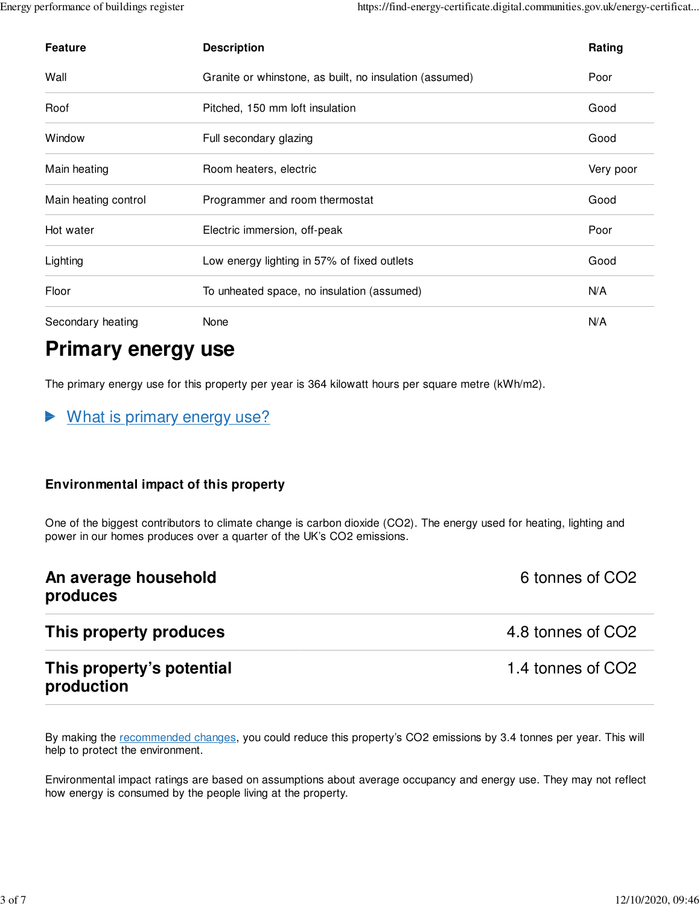| Feature | Description | Rating |
| --- | --- | --- |
| Wall | Granite or whinstone, as built, no insulation (assumed) | Poor |
| Roof | Pitched, 150 mm loft insulation | Good |
| Window | Full secondary glazing | Good |
| Main heating | Room heaters, electric | Very poor |
| Main heating control | Programmer and room thermostat | Good |
| Hot water | Electric immersion, off-peak | Poor |
| Lighting | Low energy lighting in 57% of fixed outlets | Good |
| Floor | To unheated space, no insulation (assumed) | N/A |
| Secondary heating | None | N/A |

# Primary energy use

The primary energy use for this property per year is 364 kilowatt hours per square metre (kWh/m2).

▶ What is primary energy use?

### Environmental impact of this property

One of the biggest contributors to climate change is carbon dioxide (CO2). The energy used for heating, lighting and power in our homes produces over a quarter of the UK's CO2 emissions.

| | |
| --- | --- |
| **An average household produces** | 6 tonnes of CO2 |
| **This property produces** | 4.8 tonnes of CO2 |
| **This property's potential production** | 1.4 tonnes of CO2 |

By making the recommended changes, you could reduce this property's CO2 emissions by 3.4 tonnes per year. This will help to protect the environment.

Environmental impact ratings are based on assumptions about average occupancy and energy use. They may not reflect how energy is consumed by the people living at the property.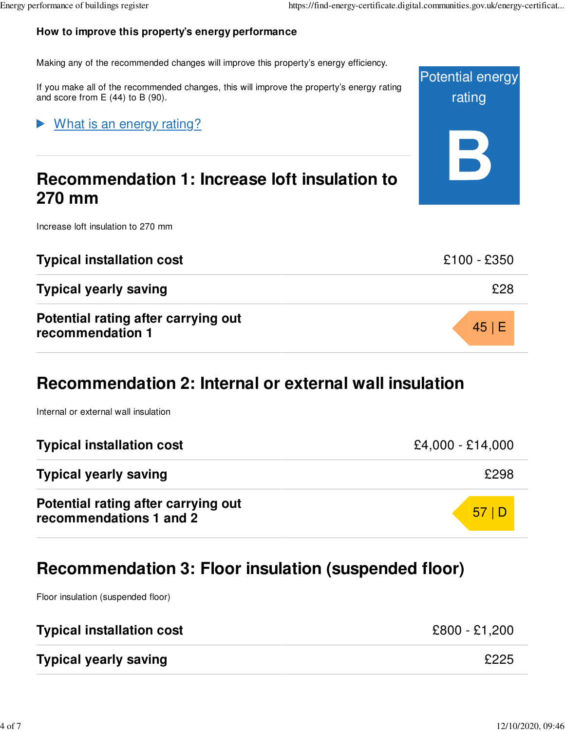### How to improve this property's energy performance

Making any of the recommended changes will improve this property's energy efficiency.

If you make all of the recommended changes, this will improve the property's energy rating and score from E (44) to B (90).

Potential energy rating

**B**

▶ What is an energy rating?

## Recommendation 1: Increase loft insulation to 270 mm

Increase loft insulation to 270 mm

| | |
|---|---|
| **Typical installation cost** | £100 - £350 |
| **Typical yearly saving** | £28 |
| **Potential rating after carrying out recommendation 1** | 45 \| E |

## Recommendation 2: Internal or external wall insulation

Internal or external wall insulation

| | |
|---|---|
| **Typical installation cost** | £4,000 - £14,000 |
| **Typical yearly saving** | £298 |
| **Potential rating after carrying out recommendations 1 and 2** | 57 \| D |

## Recommendation 3: Floor insulation (suspended floor)

Floor insulation (suspended floor)

| | |
|---|---|
| **Typical installation cost** | £800 - £1,200 |
| **Typical yearly saving** | £225 |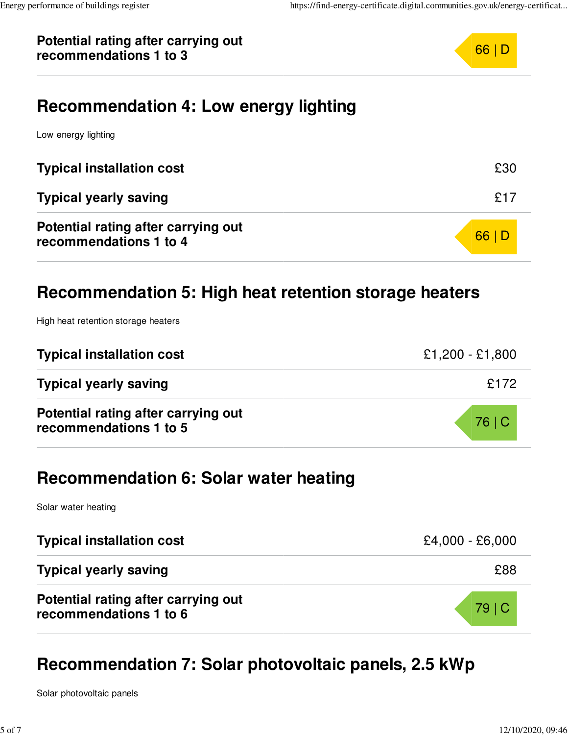| | |
|---|---|
| **Potential rating after carrying out recommendations 1 to 3** | 66 \| D |

## Recommendation 4: Low energy lighting

Low energy lighting

| | |
|---|---|
| **Typical installation cost** | £30 |
| **Typical yearly saving** | £17 |
| **Potential rating after carrying out recommendations 1 to 4** | 66 \| D |

## Recommendation 5: High heat retention storage heaters

High heat retention storage heaters

| | |
|---|---|
| **Typical installation cost** | £1,200 - £1,800 |
| **Typical yearly saving** | £172 |
| **Potential rating after carrying out recommendations 1 to 5** | 76 \| C |

## Recommendation 6: Solar water heating

Solar water heating

| | |
|---|---|
| **Typical installation cost** | £4,000 - £6,000 |
| **Typical yearly saving** | £88 |
| **Potential rating after carrying out recommendations 1 to 6** | 79 \| C |

## Recommendation 7: Solar photovoltaic panels, 2.5 kWp

Solar photovoltaic panels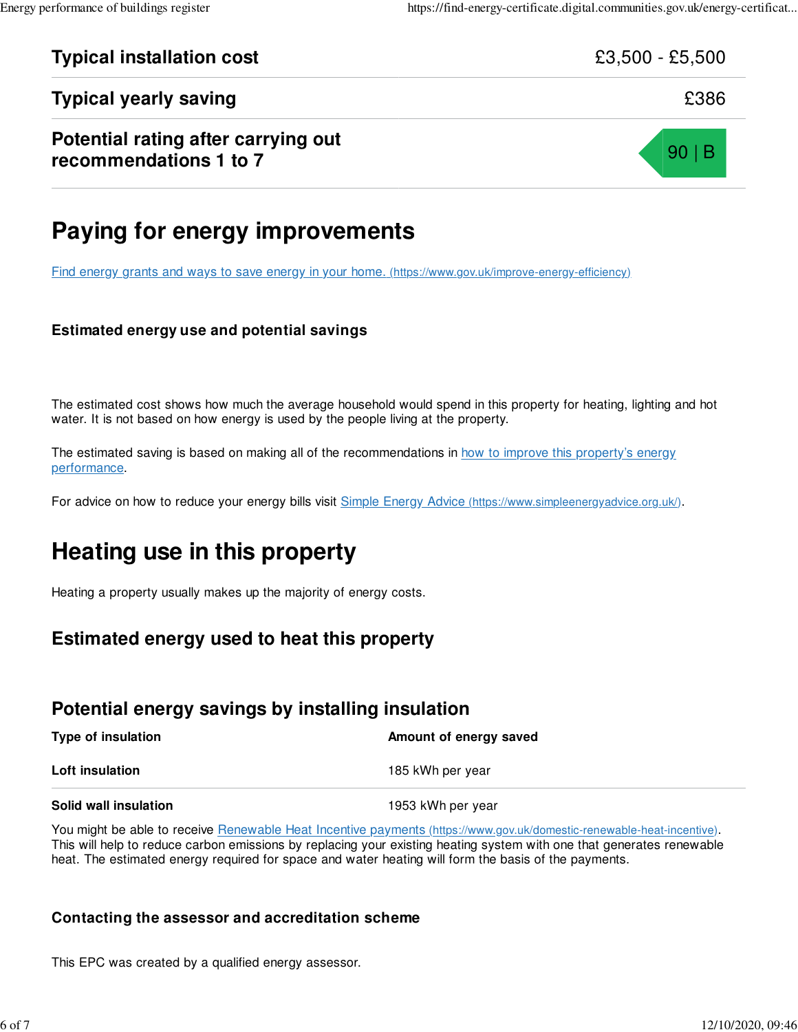| | |
|---|---|
| **Typical installation cost** | £3,500 - £5,500 |
| **Typical yearly saving** | £386 |
| **Potential rating after carrying out recommendations 1 to 7** | 90 \| B |

# Paying for energy improvements

[Find energy grants and ways to save energy in your home. (https://www.gov.uk/improve-energy-efficiency)](https://www.gov.uk/improve-energy-efficiency)

### Estimated energy use and potential savings

The estimated cost shows how much the average household would spend in this property for heating, lighting and hot water. It is not based on how energy is used by the people living at the property.

The estimated saving is based on making all of the recommendations in how to improve this property's energy performance.

For advice on how to reduce your energy bills visit [Simple Energy Advice (https://www.simpleenergyadvice.org.uk/)](https://www.simpleenergyadvice.org.uk/).

# Heating use in this property

Heating a property usually makes up the majority of energy costs.

## Estimated energy used to heat this property

## Potential energy savings by installing insulation

| Type of insulation | Amount of energy saved |
|---|---|
| **Loft insulation** | 185 kWh per year |
| **Solid wall insulation** | 1953 kWh per year |

You might be able to receive [Renewable Heat Incentive payments (https://www.gov.uk/domestic-renewable-heat-incentive)](https://www.gov.uk/domestic-renewable-heat-incentive). This will help to reduce carbon emissions by replacing your existing heating system with one that generates renewable heat. The estimated energy required for space and water heating will form the basis of the payments.

### Contacting the assessor and accreditation scheme

This EPC was created by a qualified energy assessor.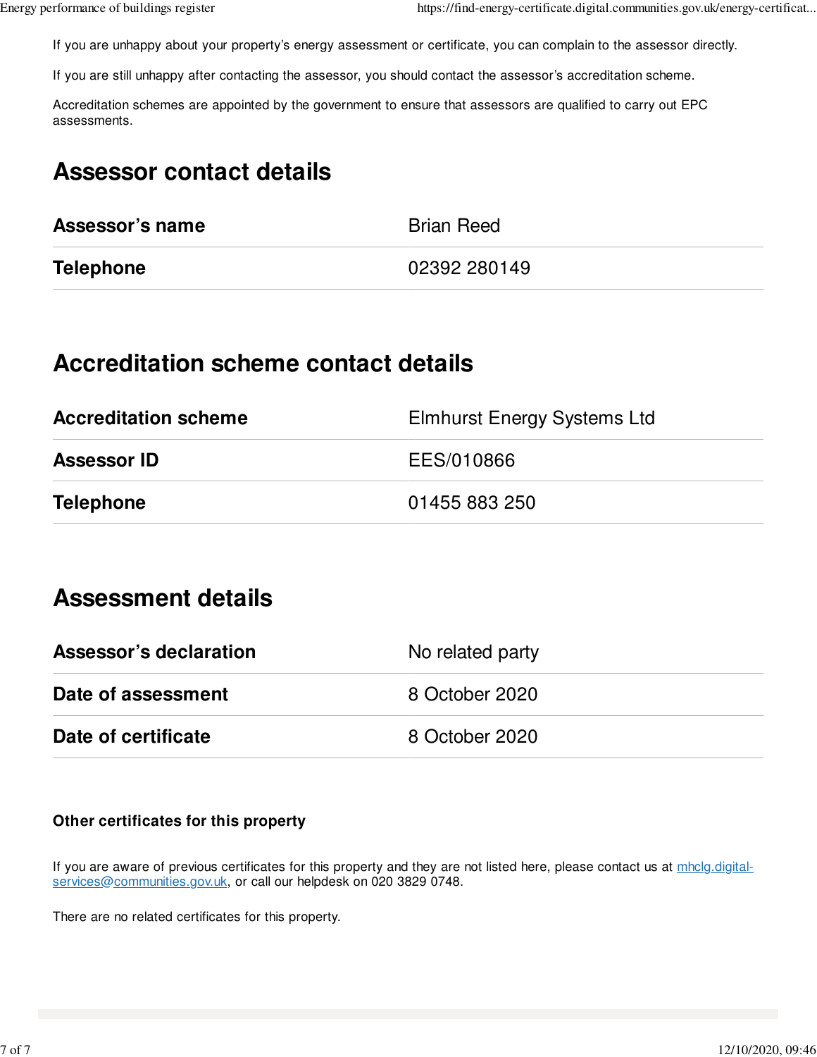If you are unhappy about your property's energy assessment or certificate, you can complain to the assessor directly.

If you are still unhappy after contacting the assessor, you should contact the assessor's accreditation scheme.

Accreditation schemes are appointed by the government to ensure that assessors are qualified to carry out EPC assessments.

## Assessor contact details

| | |
|---|---|
| **Assessor's name** | Brian Reed |
| **Telephone** | 02392 280149 |

## Accreditation scheme contact details

| | |
|---|---|
| **Accreditation scheme** | Elmhurst Energy Systems Ltd |
| **Assessor ID** | EES/010866 |
| **Telephone** | 01455 883 250 |

## Assessment details

| | |
|---|---|
| **Assessor's declaration** | No related party |
| **Date of assessment** | 8 October 2020 |
| **Date of certificate** | 8 October 2020 |

#### Other certificates for this property

If you are aware of previous certificates for this property and they are not listed here, please contact us at mhclg.digital-services@communities.gov.uk, or call our helpdesk on 020 3829 0748.

There are no related certificates for this property.